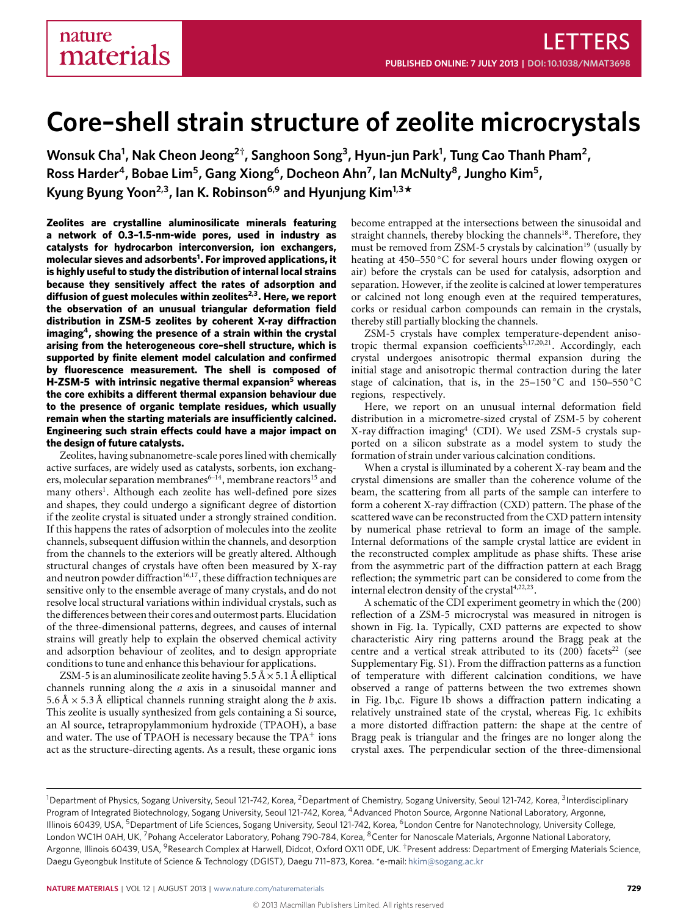# Core–shell strain structure of zeolite microcrystals

**Wonsuk Cha[1], Nak Cheon Jeong[2†], Sanghoon Song[3], Hyun-jun Park[1], Tung Cao Thanh Pham[2], Ross Harder[4], Bobae Lim[5], Gang Xiong[6], Docheon Ahn[7], Ian McNulty[8], Jungho Kim[5], Kyung Byung Yoon[2,3], Ian K. Robinson[6,9] and Hyunjung Kim[1,3\*]**

**Zeolites are crystalline aluminosilicate minerals featuring a network of 0.3–1.5-nm-wide pores, used in industry as catalysts for hydrocarbon interconversion, ion exchangers, molecular sieves and adsorbents[1]. For improved applications, it is highly useful to study the distribution of internal local strains because they sensitively affect the rates of adsorption and diffusion of guest molecules within zeolites[2,3]. Here, we report the observation of an unusual triangular deformation field distribution in ZSM-5 zeolites by coherent X-ray diffraction imaging[4], showing the presence of a strain within the crystal arising from the heterogeneous core–shell structure, which is supported by finite element model calculation and confirmed by fluorescence measurement. The shell is composed of H-ZSM-5 with intrinsic negative thermal expansion[5] whereas the core exhibits a different thermal expansion behaviour due to the presence of organic template residues, which usually remain when the starting materials are insufficiently calcined. Engineering such strain effects could have a major impact on the design of future catalysts.**

Zeolites, having subnanometre-scale pores lined with chemically active surfaces, are widely used as catalysts, sorbents, ion exchangers, molecular separation membranes[6–14], membrane reactors[15] and many others[1]. Although each zeolite has well-defined pore sizes and shapes, they could undergo a significant degree of distortion if the zeolite crystal is situated under a strongly strained condition. If this happens the rates of adsorption of molecules into the zeolite channels, subsequent diffusion within the channels, and desorption from the channels to the exteriors will be greatly altered. Although structural changes of crystals have often been measured by X-ray and neutron powder diffraction[16,17], these diffraction techniques are sensitive only to the ensemble average of many crystals, and do not resolve local structural variations within individual crystals, such as the differences between their cores and outermost parts. Elucidation of the three-dimensional patterns, degrees, and causes of internal strains will greatly help to explain the observed chemical activity and adsorption behaviour of zeolites, and to design appropriate conditions to tune and enhance this behaviour for applications.

ZSM-5 is an aluminosilicate zeolite having 5.5 Å × 5.1 Å elliptical channels running along the *a* axis in a sinusoidal manner and 5.6 Å × 5.3 Å elliptical channels running straight along the *b* axis. This zeolite is usually synthesized from gels containing a Si source, an Al source, tetrapropylammonium hydroxide (TPAOH), a base and water. The use of TPAOH is necessary because the $TPA^+$ ions act as the structure-directing agents. As a result, these organic ions become entrapped at the intersections between the sinusoidal and straight channels, thereby blocking the channels[18]. Therefore, they must be removed from ZSM-5 crystals by calcination[19] (usually by heating at 450–550 °C for several hours under flowing oxygen or air) before the crystals can be used for catalysis, adsorption and separation. However, if the zeolite is calcined at lower temperatures or calcined not long enough even at the required temperatures, corks or residual carbon compounds can remain in the crystals, thereby still partially blocking the channels.

ZSM-5 crystals have complex temperature-dependent anisotropic thermal expansion coefficients[5,17,20,21]. Accordingly, each crystal undergoes anisotropic thermal expansion during the initial stage and anisotropic thermal contraction during the later stage of calcination, that is, in the 25–150 °C and 150–550 °C regions, respectively.

Here, we report on an unusual internal deformation field distribution in a micrometre-sized crystal of ZSM-5 by coherent X-ray diffraction imaging[4] (CDI). We used ZSM-5 crystals supported on a silicon substrate as a model system to study the formation of strain under various calcination conditions.

When a crystal is illuminated by a coherent X-ray beam and the crystal dimensions are smaller than the coherence volume of the beam, the scattering from all parts of the sample can interfere to form a coherent X-ray diffraction (CXD) pattern. The phase of the scattered wave can be reconstructed from the CXD pattern intensity by numerical phase retrieval to form an image of the sample. Internal deformations of the sample crystal lattice are evident in the reconstructed complex amplitude as phase shifts. These arise from the asymmetric part of the diffraction pattern at each Bragg reflection; the symmetric part can be considered to come from the internal electron density of the crystal[4,22,23].

A schematic of the CDI experiment geometry in which the (200) reflection of a ZSM-5 microcrystal was measured in nitrogen is shown in Fig. 1a. Typically, CXD patterns are expected to show characteristic Airy ring patterns around the Bragg peak at the centre and a vertical streak attributed to its (200) facets[22] (see Supplementary Fig. S1). From the diffraction patterns as a function of temperature with different calcination conditions, we have observed a range of patterns between the two extremes shown in Fig. 1b,c. Figure 1b shows a diffraction pattern indicating a relatively unstrained state of the crystal, whereas Fig. 1c exhibits a more distorted diffraction pattern: the shape at the centre of Bragg peak is triangular and the fringes are no longer along the crystal axes. The perpendicular section of the three-dimensional

---

[1]Department of Physics, Sogang University, Seoul 121-742, Korea, [2]Department of Chemistry, Sogang University, Seoul 121-742, Korea, [3]Interdisciplinary Program of Integrated Biotechnology, Sogang University, Seoul 121-742, Korea, [4]Advanced Photon Source, Argonne National Laboratory, Argonne, Illinois 60439, USA, [5]Department of Life Sciences, Sogang University, Seoul 121-742, Korea, [6]London Centre for Nanotechnology, University College, London WC1H 0AH, UK, [7]Pohang Accelerator Laboratory, Pohang 790-784, Korea, [8]Center for Nanoscale Materials, Argonne National Laboratory, Argonne, Illinois 60439, USA, [9]Research Complex at Harwell, Didcot, Oxford OX11 0DE, UK. †Present address: Department of Emerging Materials Science, Daegu Gyeongbuk Institute of Science & Technology (DGIST), Daegu 711–873, Korea. \*e-mail: hkim@sogang.ac.kr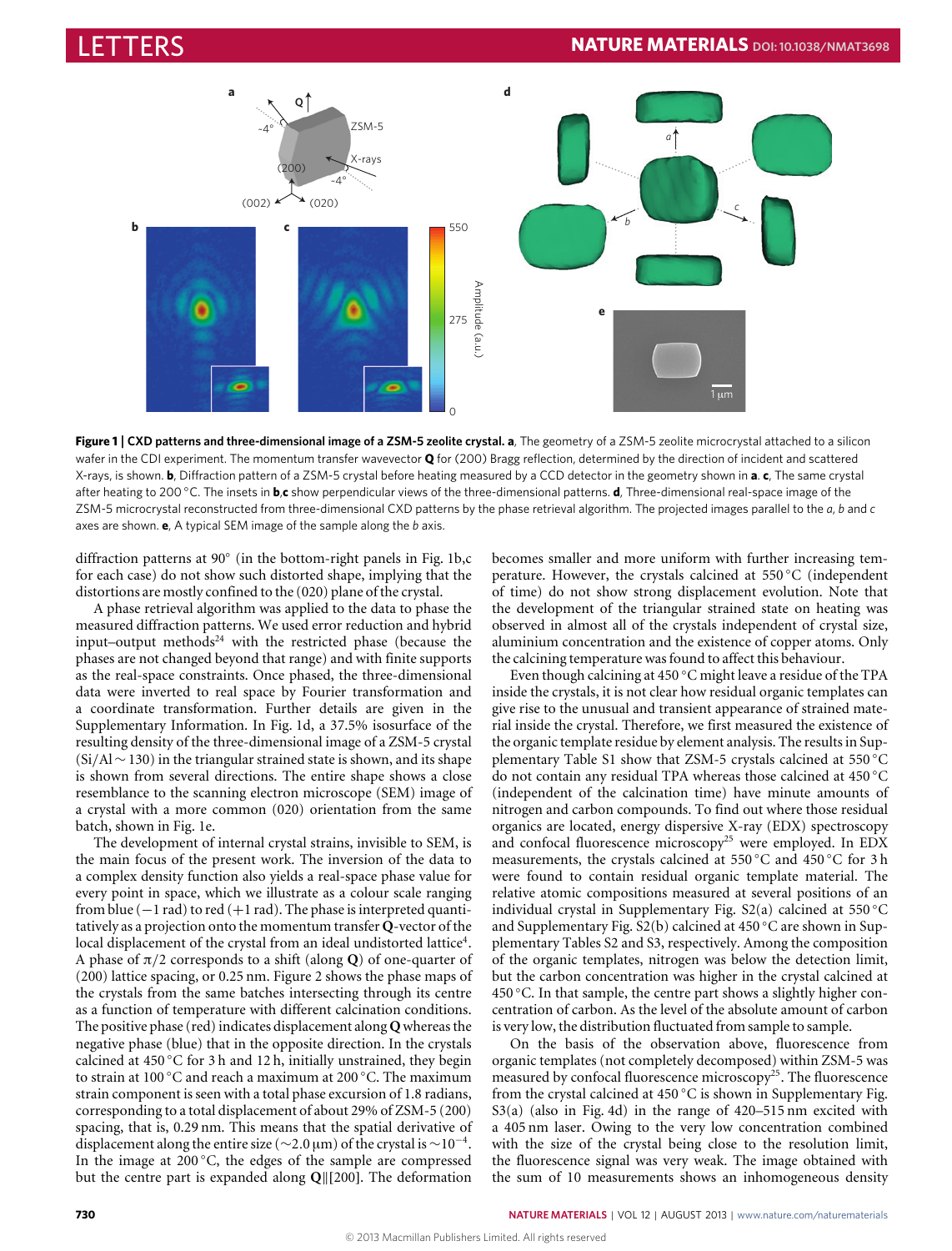**Figure 1 | CXD patterns and three-dimensional image of a ZSM-5 zeolite crystal. a**, The geometry of a ZSM-5 zeolite microcrystal attached to a silicon wafer in the CDI experiment. The momentum transfer wavevector **Q** for (200) Bragg reflection, determined by the direction of incident and scattered X-rays, is shown. **b**, Diffraction pattern of a ZSM-5 crystal before heating measured by a CCD detector in the geometry shown in **a**. **c**, The same crystal after heating to 200 °C. The insets in **b**,**c** show perpendicular views of the three-dimensional patterns. **d**, Three-dimensional real-space image of the ZSM-5 microcrystal reconstructed from three-dimensional CXD patterns by the phase retrieval algorithm. The projected images parallel to the *a*, *b* and *c* axes are shown. **e**, A typical SEM image of the sample along the *b* axis.

diffraction patterns at 90° (in the bottom-right panels in Fig. 1b,c for each case) do not show such distorted shape, implying that the distortions are mostly confined to the (020) plane of the crystal.

A phase retrieval algorithm was applied to the data to phase the measured diffraction patterns. We used error reduction and hybrid input–output methods[24] with the restricted phase (because the phases are not changed beyond that range) and with finite supports as the real-space constraints. Once phased, the three-dimensional data were inverted to real space by Fourier transformation and a coordinate transformation. Further details are given in the Supplementary Information. In Fig. 1d, a 37.5% isosurface of the resulting density of the three-dimensional image of a ZSM-5 crystal (Si/Al ∼ 130) in the triangular strained state is shown, and its shape is shown from several directions. The entire shape shows a close resemblance to the scanning electron microscope (SEM) image of a crystal with a more common (020) orientation from the same batch, shown in Fig. 1e.

The development of internal crystal strains, invisible to SEM, is the main focus of the present work. The inversion of the data to a complex density function also yields a real-space phase value for every point in space, which we illustrate as a colour scale ranging from blue (−1 rad) to red (+1 rad). The phase is interpreted quantitatively as a projection onto the momentum transfer **Q**-vector of the local displacement of the crystal from an ideal undistorted lattice[4]. A phase of $\pi/2$ corresponds to a shift (along **Q**) of one-quarter of (200) lattice spacing, or 0.25 nm. Figure 2 shows the phase maps of the crystals from the same batches intersecting through its centre as a function of temperature with different calcination conditions. The positive phase (red) indicates displacement along **Q** whereas the negative phase (blue) that in the opposite direction. In the crystals calcined at 450 °C for 3 h and 12 h, initially unstrained, they begin to strain at 100 °C and reach a maximum at 200 °C. The maximum strain component is seen with a total phase excursion of 1.8 radians, corresponding to a total displacement of about 29% of ZSM-5 (200) spacing, that is, 0.29 nm. This means that the spatial derivative of displacement along the entire size (∼2.0 μm) of the crystal is $\sim 10^{-4}$. In the image at 200 °C, the edges of the sample are compressed but the centre part is expanded along $\mathbf{Q}\parallel[200]$. The deformation becomes smaller and more uniform with further increasing temperature. However, the crystals calcined at 550 °C (independent of time) do not show strong displacement evolution. Note that the development of the triangular strained state on heating was observed in almost all of the crystals independent of crystal size, aluminium concentration and the existence of copper atoms. Only the calcining temperature was found to affect this behaviour.

Even though calcining at 450 °C might leave a residue of the TPA inside the crystals, it is not clear how residual organic templates can give rise to the unusual and transient appearance of strained material inside the crystal. Therefore, we first measured the existence of the organic template residue by element analysis. The results in Supplementary Table S1 show that ZSM-5 crystals calcined at 550 °C do not contain any residual TPA whereas those calcined at 450 °C (independent of the calcination time) have minute amounts of nitrogen and carbon compounds. To find out where those residual organics are located, energy dispersive X-ray (EDX) spectroscopy and confocal fluorescence microscopy[25] were employed. In EDX measurements, the crystals calcined at 550 °C and 450 °C for 3 h were found to contain residual organic template material. The relative atomic compositions measured at several positions of an individual crystal in Supplementary Fig. S2(a) calcined at 550 °C and Supplementary Fig. S2(b) calcined at 450 °C are shown in Supplementary Tables S2 and S3, respectively. Among the composition of the organic templates, nitrogen was below the detection limit, but the carbon concentration was higher in the crystal calcined at 450 °C. In that sample, the centre part shows a slightly higher concentration of carbon. As the level of the absolute amount of carbon is very low, the distribution fluctuated from sample to sample.

On the basis of the observation above, fluorescence from organic templates (not completely decomposed) within ZSM-5 was measured by confocal fluorescence microscopy[25]. The fluorescence from the crystal calcined at 450 °C is shown in Supplementary Fig. S3(a) (also in Fig. 4d) in the range of 420–515 nm excited with a 405 nm laser. Owing to the very low concentration combined with the size of the crystal being close to the resolution limit, the fluorescence signal was very weak. The image obtained with the sum of 10 measurements shows an inhomogeneous density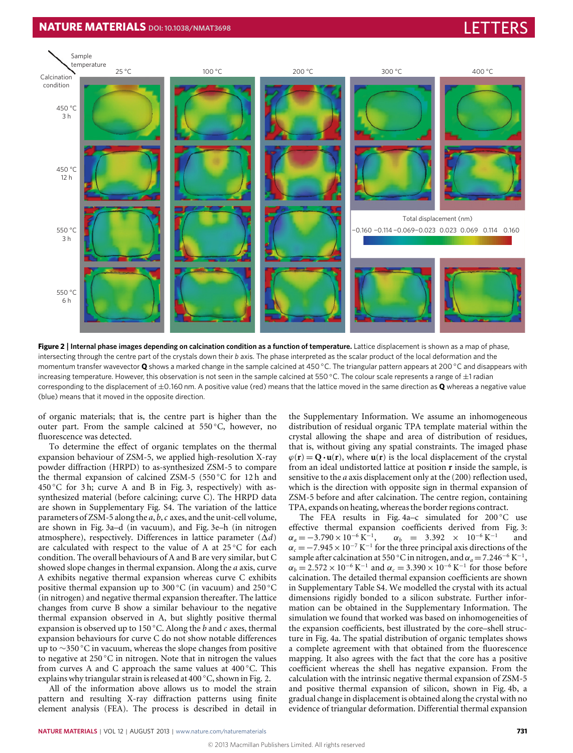Figure 2 | **Internal phase images depending on calcination condition as a function of temperature.** Lattice displacement is shown as a map of phase, intersecting through the centre part of the crystals down their *b* axis. The phase interpreted as the scalar product of the local deformation and the momentum transfer wavevector **Q** shows a marked change in the sample calcined at 450 °C. The triangular pattern appears at 200 °C and disappears with increasing temperature. However, this observation is not seen in the sample calcined at 550 °C. The colour scale represents a range of ±1 radian corresponding to the displacement of ±0.160 nm. A positive value (red) means that the lattice moved in the same direction as **Q** whereas a negative value (blue) means that it moved in the opposite direction.

of organic materials; that is, the centre part is higher than the outer part. From the sample calcined at 550 °C, however, no fluorescence was detected.

To determine the effect of organic templates on the thermal expansion behaviour of ZSM-5, we applied high-resolution X-ray powder diffraction (HRPD) to as-synthesized ZSM-5 to compare the thermal expansion of calcined ZSM-5 (550 °C for 12 h and 450 °C for 3 h; curve A and B in Fig. 3, respectively) with as-synthesized material (before calcining; curve C). The HRPD data are shown in Supplementary Fig. S4. The variation of the lattice parameters of ZSM-5 along the *a*, *b*, *c* axes, and the unit-cell volume, are shown in Fig. 3a–d (in vacuum), and Fig. 3e–h (in nitrogen atmosphere), respectively. Differences in lattice parameter ($\Delta d$) are calculated with respect to the value of A at 25 °C for each condition. The overall behaviours of A and B are very similar, but C showed slope changes in thermal expansion. Along the *a* axis, curve A exhibits negative thermal expansion whereas curve C exhibits positive thermal expansion up to 300 °C (in vacuum) and 250 °C (in nitrogen) and negative thermal expansion thereafter. The lattice changes from curve B show a similar behaviour to the negative thermal expansion observed in A, but slightly positive thermal expansion is observed up to 150 °C. Along the *b* and *c* axes, thermal expansion behaviours for curve C do not show notable differences up to ~350 °C in vacuum, whereas the slope changes from positive to negative at 250 °C in nitrogen. Note that in nitrogen the values from curves A and C approach the same values at 400 °C. This explains why triangular strain is released at 400 °C, shown in Fig. 2.

All of the information above allows us to model the strain pattern and resulting X-ray diffraction patterns using finite element analysis (FEA). The process is described in detail in the Supplementary Information. We assume an inhomogeneous distribution of residual organic TPA template material within the crystal allowing the shape and area of distribution of residues, that is, without giving any spatial constraints. The imaged phase $\varphi(\mathbf{r}) = \mathbf{Q} \cdot \mathbf{u}(\mathbf{r})$, where $\mathbf{u}(\mathbf{r})$ is the local displacement of the crystal from an ideal undistorted lattice at position $\mathbf{r}$ inside the sample, is sensitive to the *a* axis displacement only at the (200) reflection used, which is the direction with opposite sign in thermal expansion of ZSM-5 before and after calcination. The centre region, containing TPA, expands on heating, whereas the border regions contract.

The FEA results in Fig. 4a–c simulated for 200 °C use effective thermal expansion coefficients derived from Fig. 3: $\alpha_a = -3.790 \times 10^{-6}\,\mathrm{K}^{-1}$, $\alpha_b = 3.392 \times 10^{-6}\,\mathrm{K}^{-1}$ and $\alpha_c = -7.945 \times 10^{-7}\,\mathrm{K}^{-1}$ for the three principal axis directions of the sample after calcination at 550 °C in nitrogen, and $\alpha_a = 7.246^{-6}\,\mathrm{K}^{-1}$, $\alpha_b = 2.572 \times 10^{-6}\,\mathrm{K}^{-1}$ and $\alpha_c = 3.390 \times 10^{-6}\,\mathrm{K}^{-1}$ for those before calcination. The detailed thermal expansion coefficients are shown in Supplementary Table S4. We modelled the crystal with its actual dimensions rigidly bonded to a silicon substrate. Further information can be obtained in the Supplementary Information. The simulation we found that worked was based on inhomogeneities of the expansion coefficients, best illustrated by the core–shell structure in Fig. 4a. The spatial distribution of organic templates shows a complete agreement with that obtained from the fluorescence mapping. It also agrees with the fact that the core has a positive coefficient whereas the shell has negative expansion. From the calculation with the intrinsic negative thermal expansion of ZSM-5 and positive thermal expansion of silicon, shown in Fig. 4b, a gradual change in displacement is obtained along the crystal with no evidence of triangular deformation. Differential thermal expansion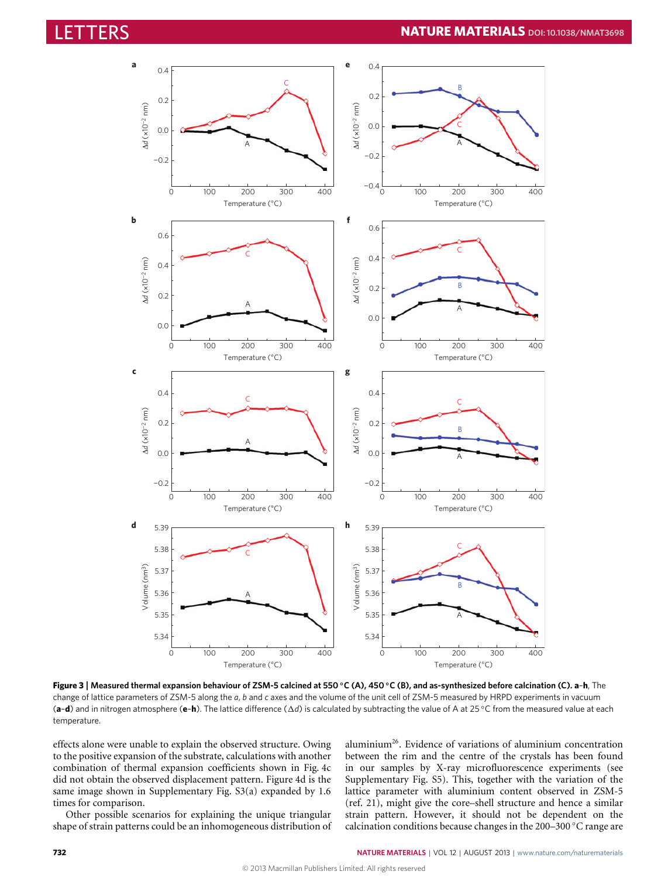**Figure 3 | Measured thermal expansion behaviour of ZSM-5 calcined at 550 °C (A), 450 °C (B), and as-synthesized before calcination (C). a–h**, The change of lattice parameters of ZSM-5 along the *a*, *b* and *c* axes and the volume of the unit cell of ZSM-5 measured by HRPD experiments in vacuum (**a**–**d**) and in nitrogen atmosphere (**e**–**h**). The lattice difference ($\Delta d$) is calculated by subtracting the value of A at 25 °C from the measured value at each temperature.

effects alone were unable to explain the observed structure. Owing to the positive expansion of the substrate, calculations with another combination of thermal expansion coefficients shown in Fig. 4c did not obtain the observed displacement pattern. Figure 4d is the same image shown in Supplementary Fig. S3(a) expanded by 1.6 times for comparison.

Other possible scenarios for explaining the unique triangular shape of strain patterns could be an inhomogeneous distribution of aluminium[26]. Evidence of variations of aluminium concentration between the rim and the centre of the crystals has been found in our samples by X-ray microfluorescence experiments (see Supplementary Fig. S5). This, together with the variation of the lattice parameter with aluminium content observed in ZSM-5 (ref. 21), might give the core–shell structure and hence a similar strain pattern. However, it should not be dependent on the calcination conditions because changes in the 200–300 °C range are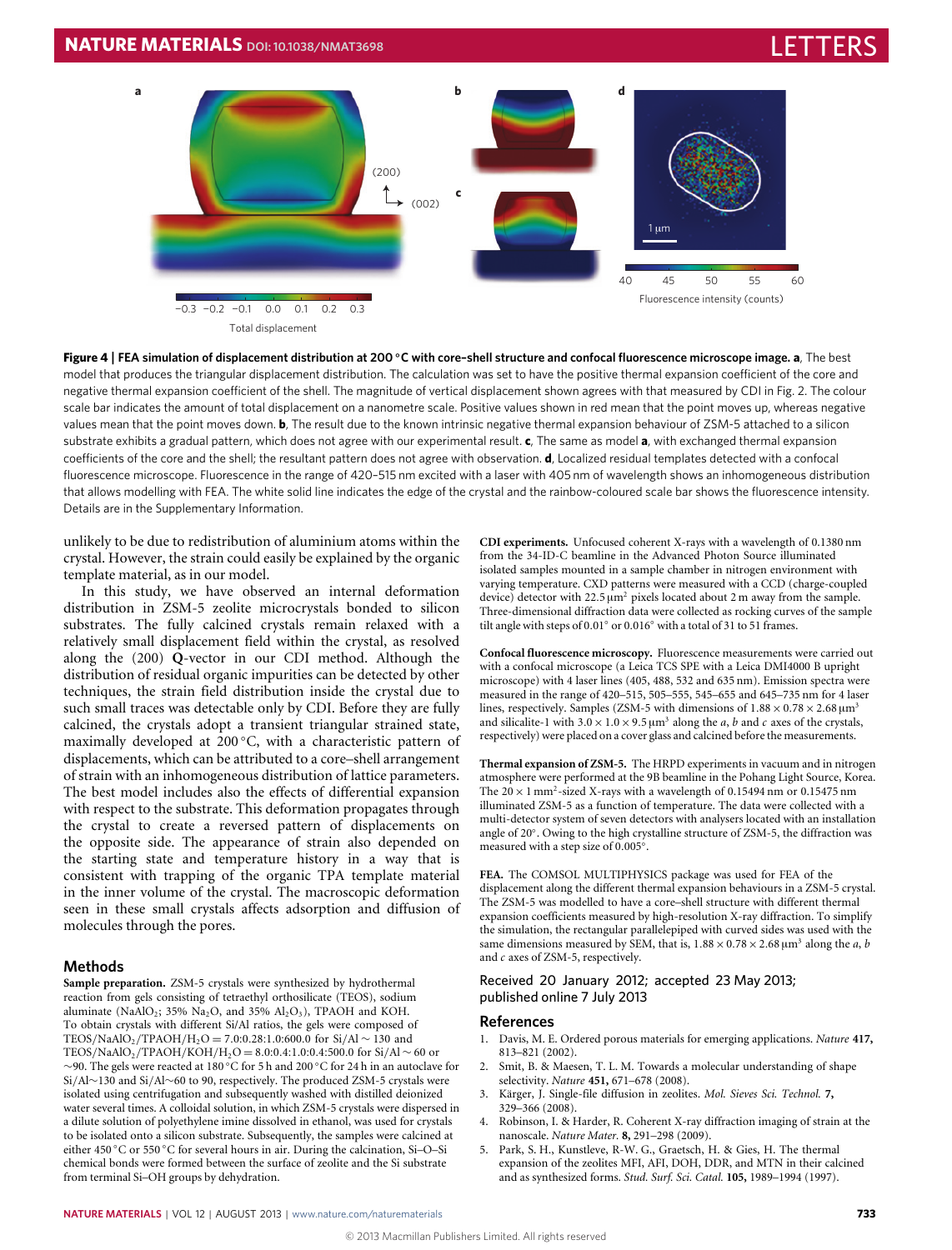**Figure 4 | FEA simulation of displacement distribution at 200 °C with core–shell structure and confocal fluorescence microscope image. a**, The best model that produces the triangular displacement distribution. The calculation was set to have the positive thermal expansion coefficient of the core and negative thermal expansion coefficient of the shell. The magnitude of vertical displacement shown agrees with that measured by CDI in Fig. 2. The colour scale bar indicates the amount of total displacement on a nanometre scale. Positive values shown in red mean that the point moves up, whereas negative values mean that the point moves down. **b**, The result due to the known intrinsic negative thermal expansion behaviour of ZSM-5 attached to a silicon substrate exhibits a gradual pattern, which does not agree with our experimental result. **c**, The same as model **a**, with exchanged thermal expansion coefficients of the core and the shell; the resultant pattern does not agree with observation. **d**, Localized residual templates detected with a confocal fluorescence microscope. Fluorescence in the range of 420–515 nm excited with a laser with 405 nm of wavelength shows an inhomogeneous distribution that allows modelling with FEA. The white solid line indicates the edge of the crystal and the rainbow-coloured scale bar shows the fluorescence intensity. Details are in the Supplementary Information.

unlikely to be due to redistribution of aluminium atoms within the crystal. However, the strain could easily be explained by the organic template material, as in our model.

In this study, we have observed an internal deformation distribution in ZSM-5 zeolite microcrystals bonded to silicon substrates. The fully calcined crystals remain relaxed with a relatively small displacement field within the crystal, as resolved along the (200) **Q**-vector in our CDI method. Although the distribution of residual organic impurities can be detected by other techniques, the strain field distribution inside the crystal due to such small traces was detectable only by CDI. Before they are fully calcined, the crystals adopt a transient triangular strained state, maximally developed at 200 °C, with a characteristic pattern of displacements, which can be attributed to a core–shell arrangement of strain with an inhomogeneous distribution of lattice parameters. The best model includes also the effects of differential expansion with respect to the substrate. This deformation propagates through the crystal to create a reversed pattern of displacements on the opposite side. The appearance of strain also depended on the starting state and temperature history in a way that is consistent with trapping of the organic TPA template material in the inner volume of the crystal. The macroscopic deformation seen in these small crystals affects adsorption and diffusion of molecules through the pores.

## Methods

**Sample preparation.** ZSM-5 crystals were synthesized by hydrothermal reaction from gels consisting of tetraethyl orthosilicate (TEOS), sodium aluminate ($NaAlO_2$; 35% $Na_2O$, and 35% $Al_2O_3$), TPAOH and KOH. To obtain crystals with different Si/Al ratios, the gels were composed of $TEOS/NaAlO_2/TPAOH/H_2O = 7.0{:}0.28{:}1.0{:}600.0$ for Si/Al ~ 130 and $TEOS/NaAlO_2/TPAOH/KOH/H_2O = 8.0{:}0.4{:}1.0{:}0.4{:}500.0$ for Si/Al ~ 60 or ~90. The gels were reacted at 180 °C for 5 h and 200 °C for 24 h in an autoclave for Si/Al~130 and Si/Al~60 to 90, respectively. The produced ZSM-5 crystals were isolated using centrifugation and subsequently washed with distilled deionized water several times. A colloidal solution, in which ZSM-5 crystals were dispersed in a dilute solution of polyethylene imine dissolved in ethanol, was used for crystals to be isolated onto a silicon substrate. Subsequently, the samples were calcined at either 450 °C or 550 °C for several hours in air. During the calcination, Si–O–Si chemical bonds were formed between the surface of zeolite and the Si substrate from terminal Si–OH groups by dehydration.

**CDI experiments.** Unfocused coherent X-rays with a wavelength of 0.1380 nm from the 34-ID-C beamline in the Advanced Photon Source illuminated isolated samples mounted in a sample chamber in nitrogen environment with varying temperature. CXD patterns were measured with a CCD (charge-coupled device) detector with 22.5 μm² pixels located about 2 m away from the sample. Three-dimensional diffraction data were collected as rocking curves of the sample tilt angle with steps of 0.01° or 0.016° with a total of 31 to 51 frames.

**Confocal fluorescence microscopy.** Fluorescence measurements were carried out with a confocal microscope (a Leica TCS SPE with a Leica DMI4000 B upright microscope) with 4 laser lines (405, 488, 532 and 635 nm). Emission spectra were measured in the range of 420–515, 505–555, 545–655 and 645–735 nm for 4 laser lines, respectively. Samples (ZSM-5 with dimensions of $1.88 \times 0.78 \times 2.68\ \mu m^3$ and silicalite-1 with $3.0 \times 1.0 \times 9.5\ \mu m^3$ along the *a*, *b* and *c* axes of the crystals, respectively) were placed on a cover glass and calcined before the measurements.

**Thermal expansion of ZSM-5.** The HRPD experiments in vacuum and in nitrogen atmosphere were performed at the 9B beamline in the Pohang Light Source, Korea. The $20 \times 1\ mm^2$-sized X-rays with a wavelength of 0.15494 nm or 0.15475 nm illuminated ZSM-5 as a function of temperature. The data were collected with a multi-detector system of seven detectors with analysers located with an installation angle of 20°. Owing to the high crystalline structure of ZSM-5, the diffraction was measured with a step size of 0.005°.

**FEA.** The COMSOL MULTIPHYSICS package was used for FEA of the displacement along the different thermal expansion behaviours in a ZSM-5 crystal. The ZSM-5 was modelled to have a core–shell structure with different thermal expansion coefficients measured by high-resolution X-ray diffraction. To simplify the simulation, the rectangular parallelepiped with curved sides was used with the same dimensions measured by SEM, that is, $1.88 \times 0.78 \times 2.68\ \mu m^3$ along the *a*, *b* and *c* axes of ZSM-5, respectively.

Received 20 January 2012; accepted 23 May 2013; published online 7 July 2013

## References

1. Davis, M. E. Ordered porous materials for emerging applications. *Nature* **417,** 813–821 (2002).
2. Smit, B. & Maesen, T. L. M. Towards a molecular understanding of shape selectivity. *Nature* **451,** 671–678 (2008).
3. Kärger, J. Single-file diffusion in zeolites. *Mol. Sieves Sci. Technol.* **7,** 329–366 (2008).
4. Robinson, I. & Harder, R. Coherent X-ray diffraction imaging of strain at the nanoscale. *Nature Mater.* **8,** 291–298 (2009).
5. Park, S. H., Kunstlevе, R-W. G., Graetsch, H. & Gies, H. The thermal expansion of the zeolites MFI, AFI, DOH, DDR, and MTN in their calcined and as synthesized forms. *Stud. Surf. Sci. Catal.* **105,** 1989–1994 (1997).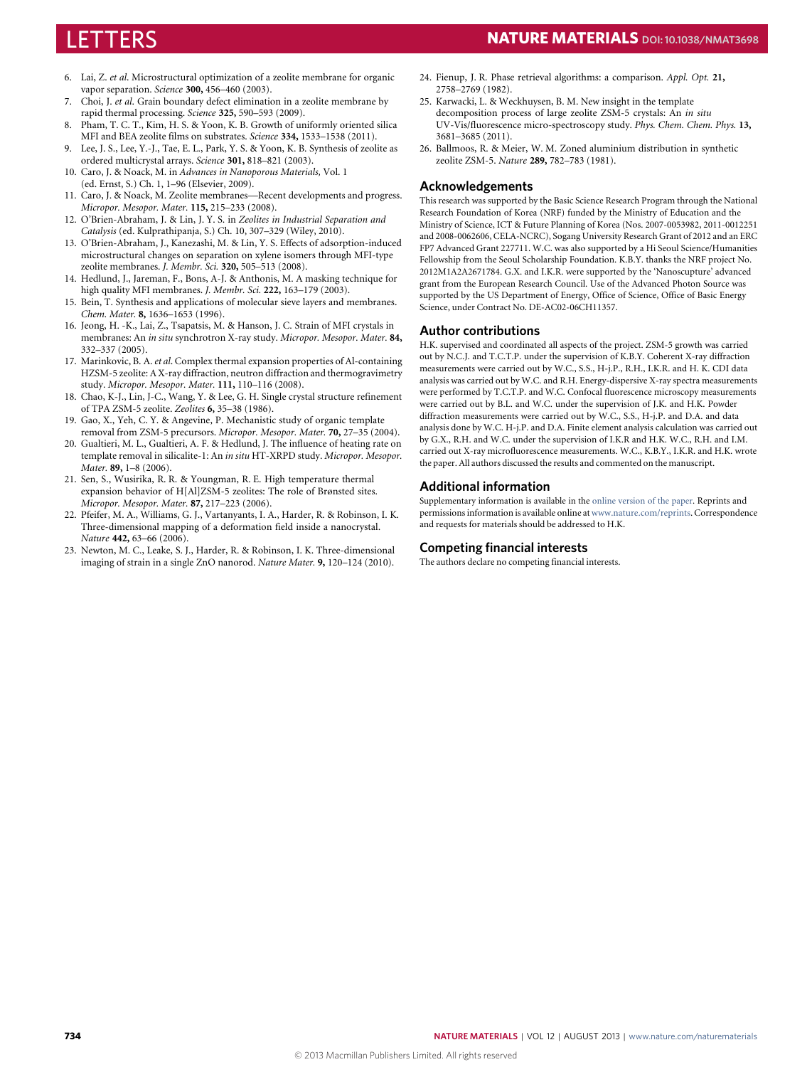6. Lai, Z. *et al*. Microstructural optimization of a zeolite membrane for organic vapor separation. *Science* **300,** 456–460 (2003).
7. Choi, J. *et al*. Grain boundary defect elimination in a zeolite membrane by rapid thermal processing. *Science* **325,** 590–593 (2009).
8. Pham, T. C. T., Kim, H. S. & Yoon, K. B. Growth of uniformly oriented silica MFI and BEA zeolite films on substrates. *Science* **334,** 1533–1538 (2011).
9. Lee, J. S., Lee, Y.-J., Tae, E. L., Park, Y. S. & Yoon, K. B. Synthesis of zeolite as ordered multicrystal arrays. *Science* **301,** 818–821 (2003).
10. Caro, J. & Noack, M. in *Advances in Nanoporous Materials,* Vol. 1 (ed. Ernst, S.) Ch. 1, 1–96 (Elsevier, 2009).
11. Caro, J. & Noack, M. Zeolite membranes—Recent developments and progress. *Micropor. Mesopor. Mater.* **115,** 215–233 (2008).
12. O'Brien-Abraham, J. & Lin, J. Y. S. in *Zeolites in Industrial Separation and Catalysis* (ed. Kulprathipanja, S.) Ch. 10, 307–329 (Wiley, 2010).
13. O'Brien-Abraham, J., Kanezashi, M. & Lin, Y. S. Effects of adsorption-induced microstructural changes on separation on xylene isomers through MFI-type zeolite membranes. *J. Membr. Sci.* **320,** 505–513 (2008).
14. Hedlund, J., Jareman, F., Bons, A-J. & Anthonis, M. A masking technique for high quality MFI membranes. *J. Membr. Sci.* **222,** 163–179 (2003).
15. Bein, T. Synthesis and applications of molecular sieve layers and membranes. *Chem. Mater.* **8,** 1636–1653 (1996).
16. Jeong, H. -K., Lai, Z., Tsapatsis, M. & Hanson, J. C. Strain of MFI crystals in membranes: An *in situ* synchrotron X-ray study. *Micropor. Mesopor. Mater.* **84,** 332–337 (2005).
17. Marinkovic, B. A. *et al*. Complex thermal expansion properties of Al-containing HZSM-5 zeolite: A X-ray diffraction, neutron diffraction and thermogravimetry study. *Micropor. Mesopor. Mater.* **111,** 110–116 (2008).
18. Chao, K-J., Lin, J-C., Wang, Y. & Lee, G. H. Single crystal structure refinement of TPA ZSM-5 zeolite. *Zeolites* **6,** 35–38 (1986).
19. Gao, X., Yeh, C. Y. & Angevine, P. Mechanistic study of organic template removal from ZSM-5 precursors. *Micropor. Mesopor. Mater.* **70,** 27–35 (2004).
20. Gualtieri, M. L., Gualtieri, A. F. & Hedlund, J. The influence of heating rate on template removal in silicalite-1: An *in situ* HT-XRPD study. *Micropor. Mesopor. Mater.* **89,** 1–8 (2006).
21. Sen, S., Wusirika, R. R. & Youngman, R. E. High temperature thermal expansion behavior of H[Al]ZSM-5 zeolites: The role of Brønsted sites. *Micropor. Mesopor. Mater.* **87,** 217–223 (2006).
22. Pfeifer, M. A., Williams, G. J., Vartanyants, I. A., Harder, R. & Robinson, I. K. Three-dimensional mapping of a deformation field inside a nanocrystal. *Nature* **442,** 63–66 (2006).
23. Newton, M. C., Leake, S. J., Harder, R. & Robinson, I. K. Three-dimensional imaging of strain in a single ZnO nanorod. *Nature Mater.* **9,** 120–124 (2010).
24. Fienup, J. R. Phase retrieval algorithms: a comparison. *Appl. Opt.* **21,** 2758–2769 (1982).
25. Karwacki, L. & Weckhuysen, B. M. New insight in the template decomposition process of large zeolite ZSM-5 crystals: An *in situ* UV-Vis/fluorescence micro-spectroscopy study. *Phys. Chem. Chem. Phys.* **13,** 3681–3685 (2011).
26. Ballmoos, R. & Meier, W. M. Zoned aluminium distribution in synthetic zeolite ZSM-5. *Nature* **289,** 782–783 (1981).

## Acknowledgements

This research was supported by the Basic Science Research Program through the National Research Foundation of Korea (NRF) funded by the Ministry of Education and the Ministry of Science, ICT & Future Planning of Korea (Nos. 2007-0053982, 2011-0012251 and 2008-0062606, CELA-NCRC), Sogang University Research Grant of 2012 and an ERC FP7 Advanced Grant 227711. W.C. was also supported by a Hi Seoul Science/Humanities Fellowship from the Seoul Scholarship Foundation. K.B.Y. thanks the NRF project No. 2012M1A2A2671784. G.X. and I.K.R. were supported by the 'Nanoscupture' advanced grant from the European Research Council. Use of the Advanced Photon Source was supported by the US Department of Energy, Office of Science, Office of Basic Energy Science, under Contract No. DE-AC02-06CH11357.

## Author contributions

H.K. supervised and coordinated all aspects of the project. ZSM-5 growth was carried out by N.C.J. and T.C.T.P. under the supervision of K.B.Y. Coherent X-ray diffraction measurements were carried out by W.C., S.S., H-j.P., R.H., I.K.R. and H. K. CDI data analysis was carried out by W.C. and R.H. Energy-dispersive X-ray spectra measurements were performed by T.C.T.P. and W.C. Confocal fluorescence microscopy measurements were carried out by B.L. and W.C. under the supervision of J.K. and H.K. Powder diffraction measurements were carried out by W.C., S.S., H-j.P. and D.A. and data analysis done by W.C. H-j.P. and D.A. Finite element analysis calculation was carried out by G.X., R.H. and W.C. under the supervision of I.K.R and H.K. W.C., R.H. and I.M. carried out X-ray microfluorescence measurements. W.C., K.B.Y., I.K.R. and H.K. wrote the paper. All authors discussed the results and commented on the manuscript.

## Additional information

Supplementary information is available in the online version of the paper. Reprints and permissions information is available online at www.nature.com/reprints. Correspondence and requests for materials should be addressed to H.K.

## Competing financial interests

The authors declare no competing financial interests.